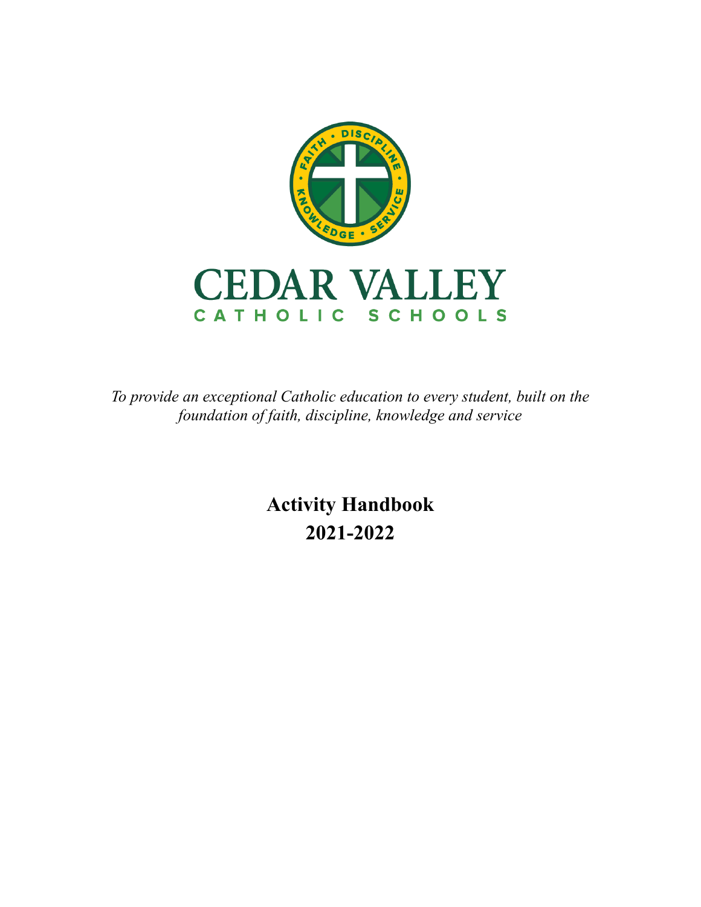# CEDAR VALLEY

CATHOLIC SCHOOLS

*To provide an exceptional Catholic education to every student, built on the foundation of faith, discipline, knowledge and service*

**Activity Handbook**

**2021-2022**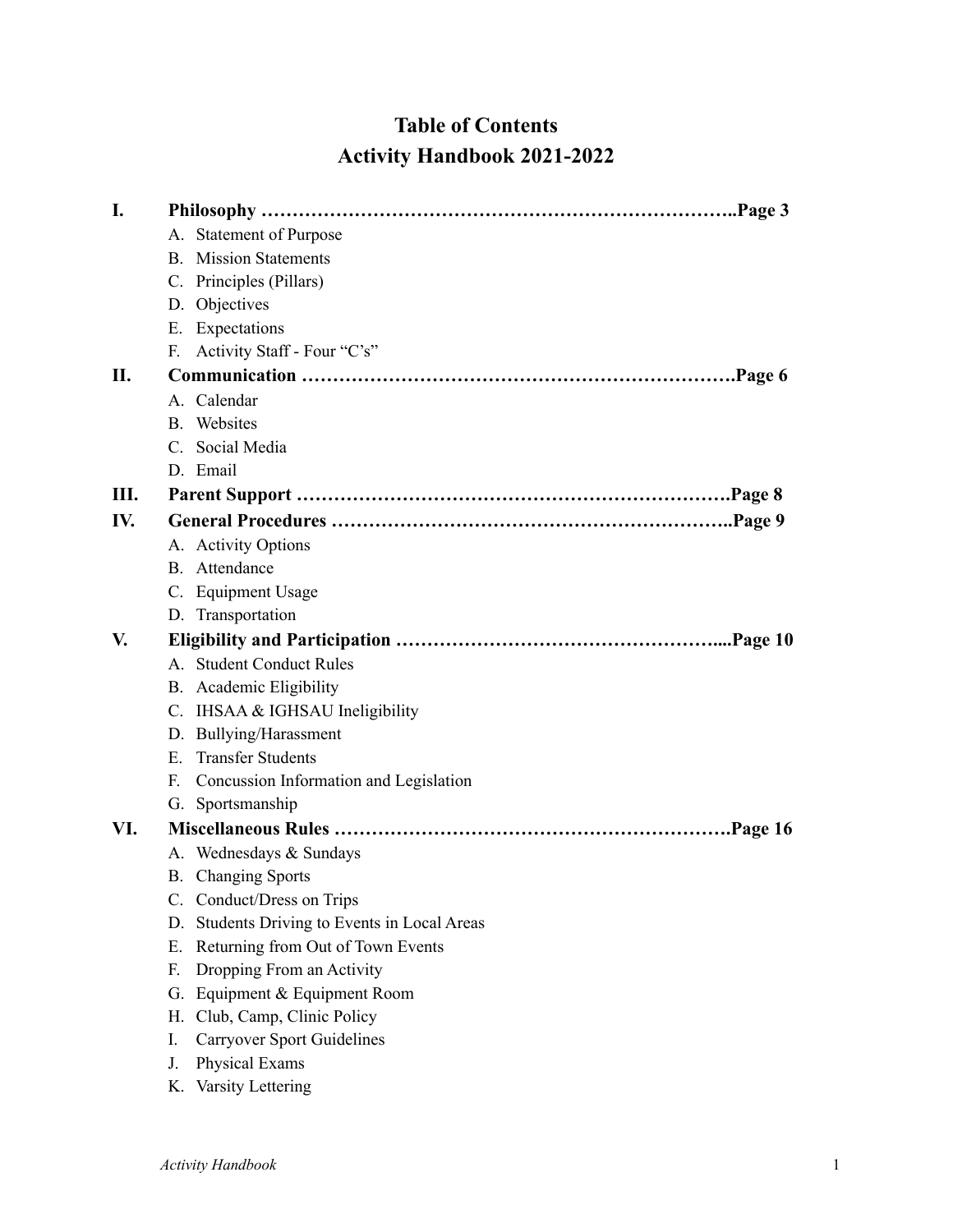# Table of Contents
# Activity Handbook 2021-2022

**I. Philosophy ………………………………………………………………..Page 3**

A. Statement of Purpose
B. Mission Statements
C. Principles (Pillars)
D. Objectives
E. Expectations
F. Activity Staff - Four "C's"

**II. Communication ………………………………………………………….Page 6**

A. Calendar
B. Websites
C. Social Media
D. Email

**III. Parent Support ………………………………………………………….Page 8**

**IV. General Procedures ……………………………………………………..Page 9**

A. Activity Options
B. Attendance
C. Equipment Usage
D. Transportation

**V. Eligibility and Participation …………………………………………....Page 10**

A. Student Conduct Rules
B. Academic Eligibility
C. IHSAA & IGHSAU Ineligibility
D. Bullying/Harassment
E. Transfer Students
F. Concussion Information and Legislation
G. Sportsmanship

**VI. Miscellaneous Rules ……………………………………………………Page 16**

A. Wednesdays & Sundays
B. Changing Sports
C. Conduct/Dress on Trips
D. Students Driving to Events in Local Areas
E. Returning from Out of Town Events
F. Dropping From an Activity
G. Equipment & Equipment Room
H. Club, Camp, Clinic Policy
I. Carryover Sport Guidelines
J. Physical Exams
K. Varsity Lettering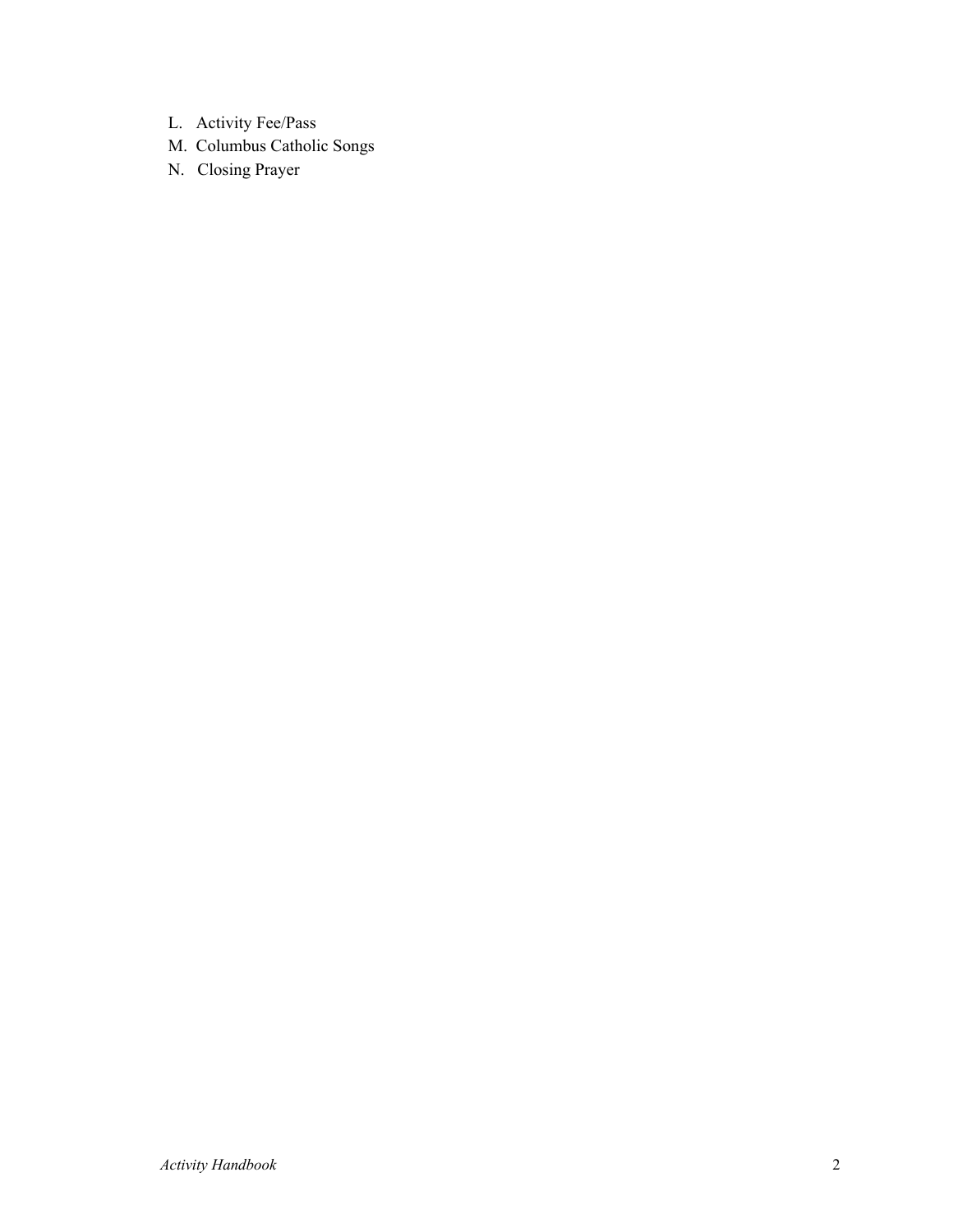L. Activity Fee/Pass
M. Columbus Catholic Songs
N. Closing Prayer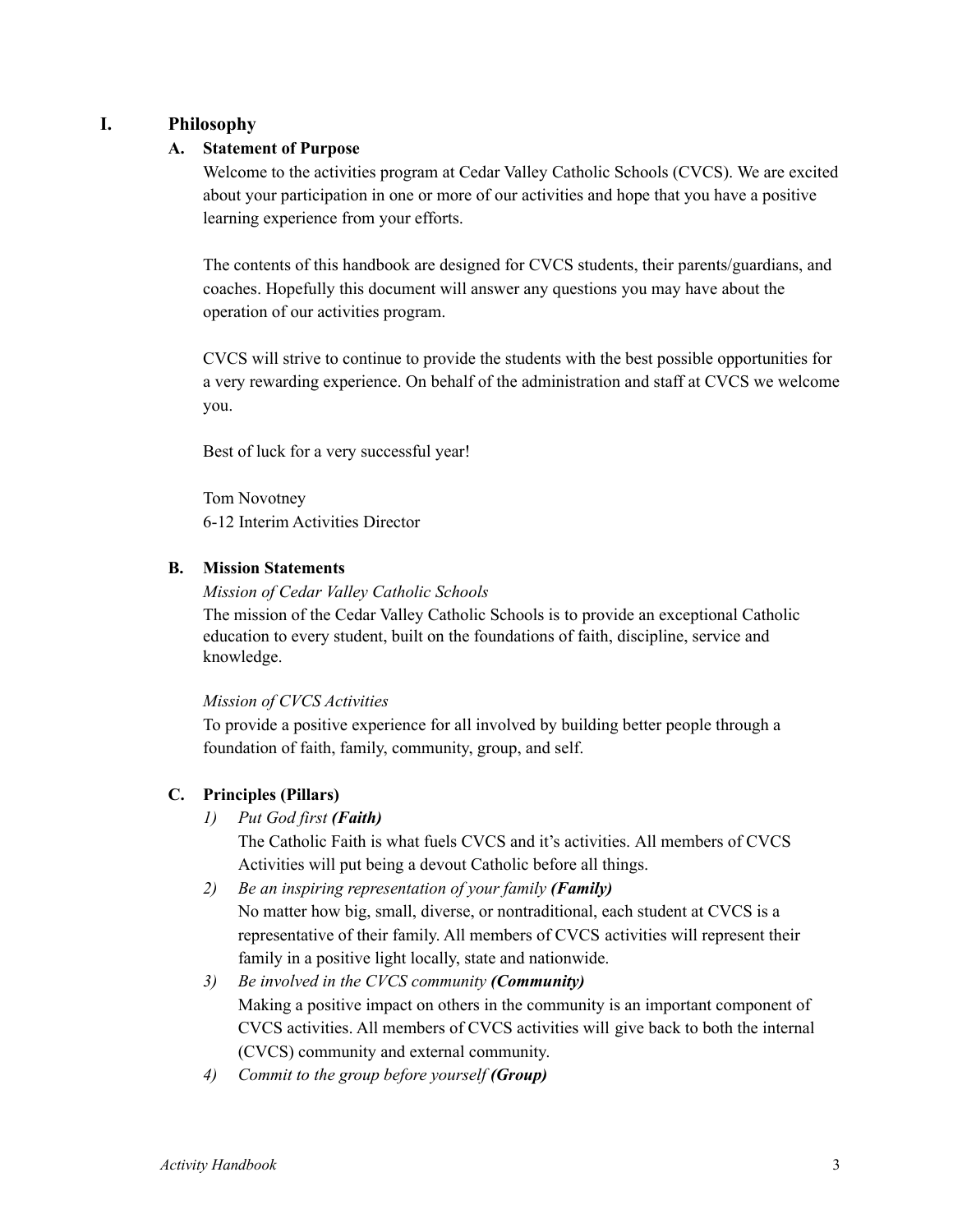# I. Philosophy

## A. Statement of Purpose

Welcome to the activities program at Cedar Valley Catholic Schools (CVCS). We are excited about your participation in one or more of our activities and hope that you have a positive learning experience from your efforts.

The contents of this handbook are designed for CVCS students, their parents/guardians, and coaches. Hopefully this document will answer any questions you may have about the operation of our activities program.

CVCS will strive to continue to provide the students with the best possible opportunities for a very rewarding experience. On behalf of the administration and staff at CVCS we welcome you.

Best of luck for a very successful year!

Tom Novotney
6-12 Interim Activities Director

## B. Mission Statements

*Mission of Cedar Valley Catholic Schools*

The mission of the Cedar Valley Catholic Schools is to provide an exceptional Catholic education to every student, built on the foundations of faith, discipline, service and knowledge.

*Mission of CVCS Activities*

To provide a positive experience for all involved by building better people through a foundation of faith, family, community, group, and self.

## C. Principles (Pillars)

1) *Put God first* ***(Faith)***
   The Catholic Faith is what fuels CVCS and it's activities. All members of CVCS Activities will put being a devout Catholic before all things.
2) *Be an inspiring representation of your family* ***(Family)***
   No matter how big, small, diverse, or nontraditional, each student at CVCS is a representative of their family. All members of CVCS activities will represent their family in a positive light locally, state and nationwide.
3) *Be involved in the CVCS community* ***(Community)***
   Making a positive impact on others in the community is an important component of CVCS activities. All members of CVCS activities will give back to both the internal (CVCS) community and external community.
4) *Commit to the group before yourself* ***(Group)***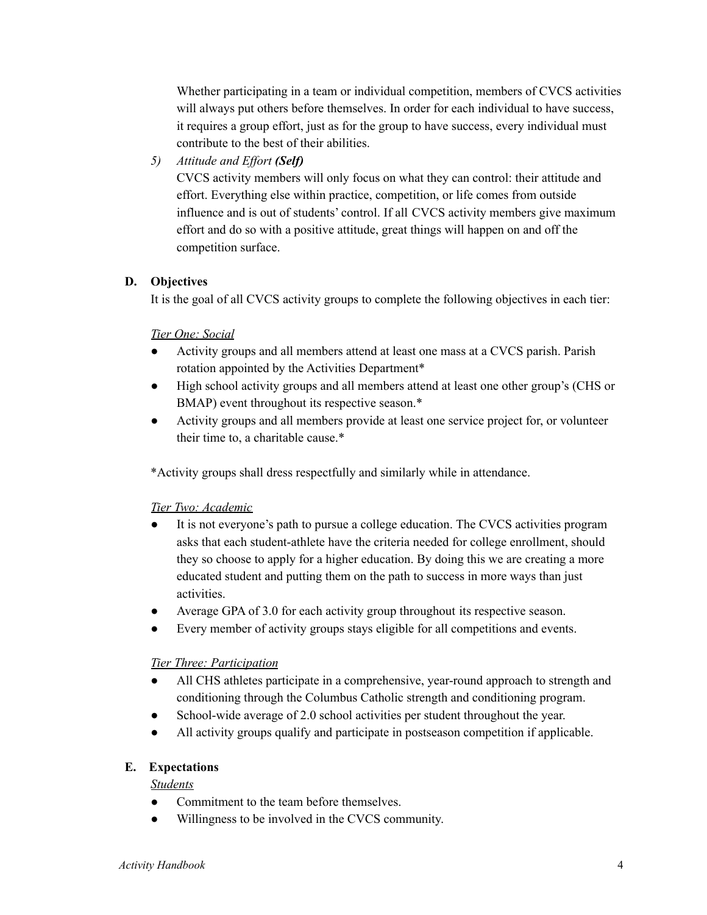Whether participating in a team or individual competition, members of CVCS activities will always put others before themselves. In order for each individual to have success, it requires a group effort, just as for the group to have success, every individual must contribute to the best of their abilities.

5) *Attitude and Effort* ***(Self)***

CVCS activity members will only focus on what they can control: their attitude and effort. Everything else within practice, competition, or life comes from outside influence and is out of students' control. If all CVCS activity members give maximum effort and do so with a positive attitude, great things will happen on and off the competition surface.

### D. Objectives

It is the goal of all CVCS activity groups to complete the following objectives in each tier:

*Tier One: Social*

- Activity groups and all members attend at least one mass at a CVCS parish. Parish rotation appointed by the Activities Department*
- High school activity groups and all members attend at least one other group's (CHS or BMAP) event throughout its respective season.*
- Activity groups and all members provide at least one service project for, or volunteer their time to, a charitable cause.*

*Activity groups shall dress respectfully and similarly while in attendance.

*Tier Two: Academic*

- It is not everyone's path to pursue a college education. The CVCS activities program asks that each student-athlete have the criteria needed for college enrollment, should they so choose to apply for a higher education. By doing this we are creating a more educated student and putting them on the path to success in more ways than just activities.
- Average GPA of 3.0 for each activity group throughout its respective season.
- Every member of activity groups stays eligible for all competitions and events.

*Tier Three: Participation*

- All CHS athletes participate in a comprehensive, year-round approach to strength and conditioning through the Columbus Catholic strength and conditioning program.
- School-wide average of 2.0 school activities per student throughout the year.
- All activity groups qualify and participate in postseason competition if applicable.

### E. Expectations

*Students*

- Commitment to the team before themselves.
- Willingness to be involved in the CVCS community.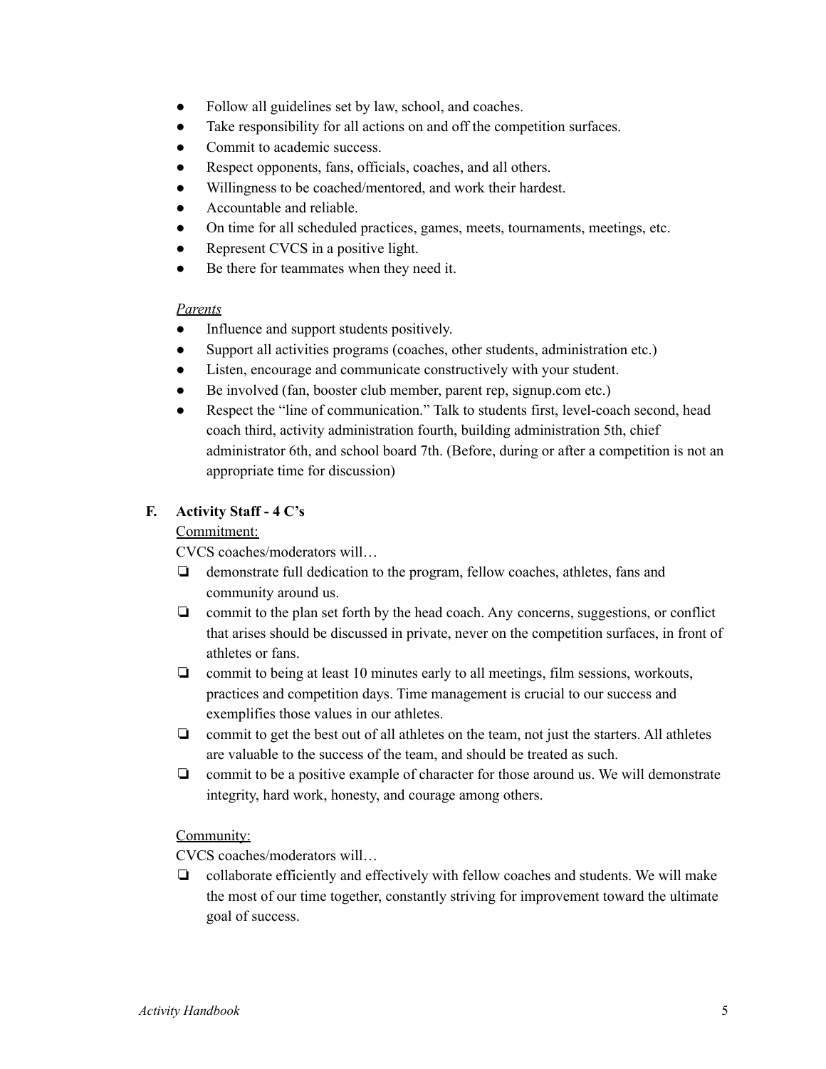- Follow all guidelines set by law, school, and coaches.
- Take responsibility for all actions on and off the competition surfaces.
- Commit to academic success.
- Respect opponents, fans, officials, coaches, and all others.
- Willingness to be coached/mentored, and work their hardest.
- Accountable and reliable.
- On time for all scheduled practices, games, meets, tournaments, meetings, etc.
- Represent CVCS in a positive light.
- Be there for teammates when they need it.

*Parents*

- Influence and support students positively.
- Support all activities programs (coaches, other students, administration etc.)
- Listen, encourage and communicate constructively with your student.
- Be involved (fan, booster club member, parent rep, signup.com etc.)
- Respect the "line of communication." Talk to students first, level-coach second, head coach third, activity administration fourth, building administration 5th, chief administrator 6th, and school board 7th. (Before, during or after a competition is not an appropriate time for discussion)

**F. Activity Staff - 4 C's**

Commitment:

CVCS coaches/moderators will…

- [ ] demonstrate full dedication to the program, fellow coaches, athletes, fans and community around us.
- [ ] commit to the plan set forth by the head coach. Any concerns, suggestions, or conflict that arises should be discussed in private, never on the competition surfaces, in front of athletes or fans.
- [ ] commit to being at least 10 minutes early to all meetings, film sessions, workouts, practices and competition days. Time management is crucial to our success and exemplifies those values in our athletes.
- [ ] commit to get the best out of all athletes on the team, not just the starters. All athletes are valuable to the success of the team, and should be treated as such.
- [ ] commit to be a positive example of character for those around us. We will demonstrate integrity, hard work, honesty, and courage among others.

Community:

CVCS coaches/moderators will…

- [ ] collaborate efficiently and effectively with fellow coaches and students. We will make the most of our time together, constantly striving for improvement toward the ultimate goal of success.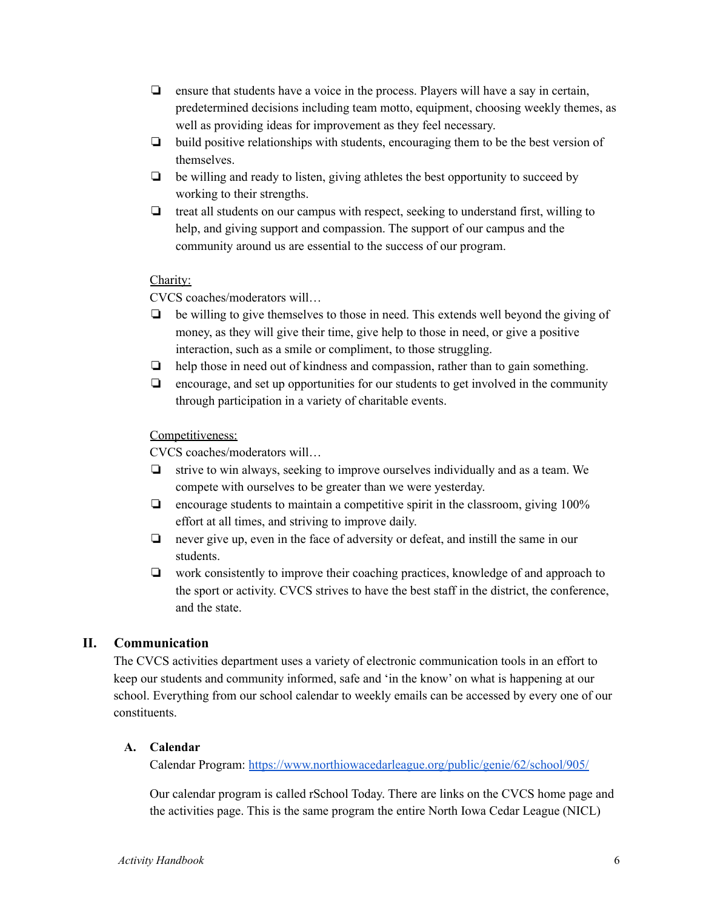- ensure that students have a voice in the process. Players will have a say in certain, predetermined decisions including team motto, equipment, choosing weekly themes, as well as providing ideas for improvement as they feel necessary.
- build positive relationships with students, encouraging them to be the best version of themselves.
- be willing and ready to listen, giving athletes the best opportunity to succeed by working to their strengths.
- treat all students on our campus with respect, seeking to understand first, willing to help, and giving support and compassion. The support of our campus and the community around us are essential to the success of our program.

<u>Charity:</u>

CVCS coaches/moderators will…

- be willing to give themselves to those in need. This extends well beyond the giving of money, as they will give their time, give help to those in need, or give a positive interaction, such as a smile or compliment, to those struggling.
- help those in need out of kindness and compassion, rather than to gain something.
- encourage, and set up opportunities for our students to get involved in the community through participation in a variety of charitable events.

<u>Competitiveness:</u>

CVCS coaches/moderators will…

- strive to win always, seeking to improve ourselves individually and as a team. We compete with ourselves to be greater than we were yesterday.
- encourage students to maintain a competitive spirit in the classroom, giving 100% effort at all times, and striving to improve daily.
- never give up, even in the face of adversity or defeat, and instill the same in our students.
- work consistently to improve their coaching practices, knowledge of and approach to the sport or activity. CVCS strives to have the best staff in the district, the conference, and the state.

## II. Communication

The CVCS activities department uses a variety of electronic communication tools in an effort to keep our students and community informed, safe and 'in the know' on what is happening at our school. Everything from our school calendar to weekly emails can be accessed by every one of our constituents.

### A. Calendar

Calendar Program: [https://www.northiowacedarleague.org/public/genie/62/school/905/](https://www.northiowacedarleague.org/public/genie/62/school/905/)

Our calendar program is called rSchool Today. There are links on the CVCS home page and the activities page. This is the same program the entire North Iowa Cedar League (NICL)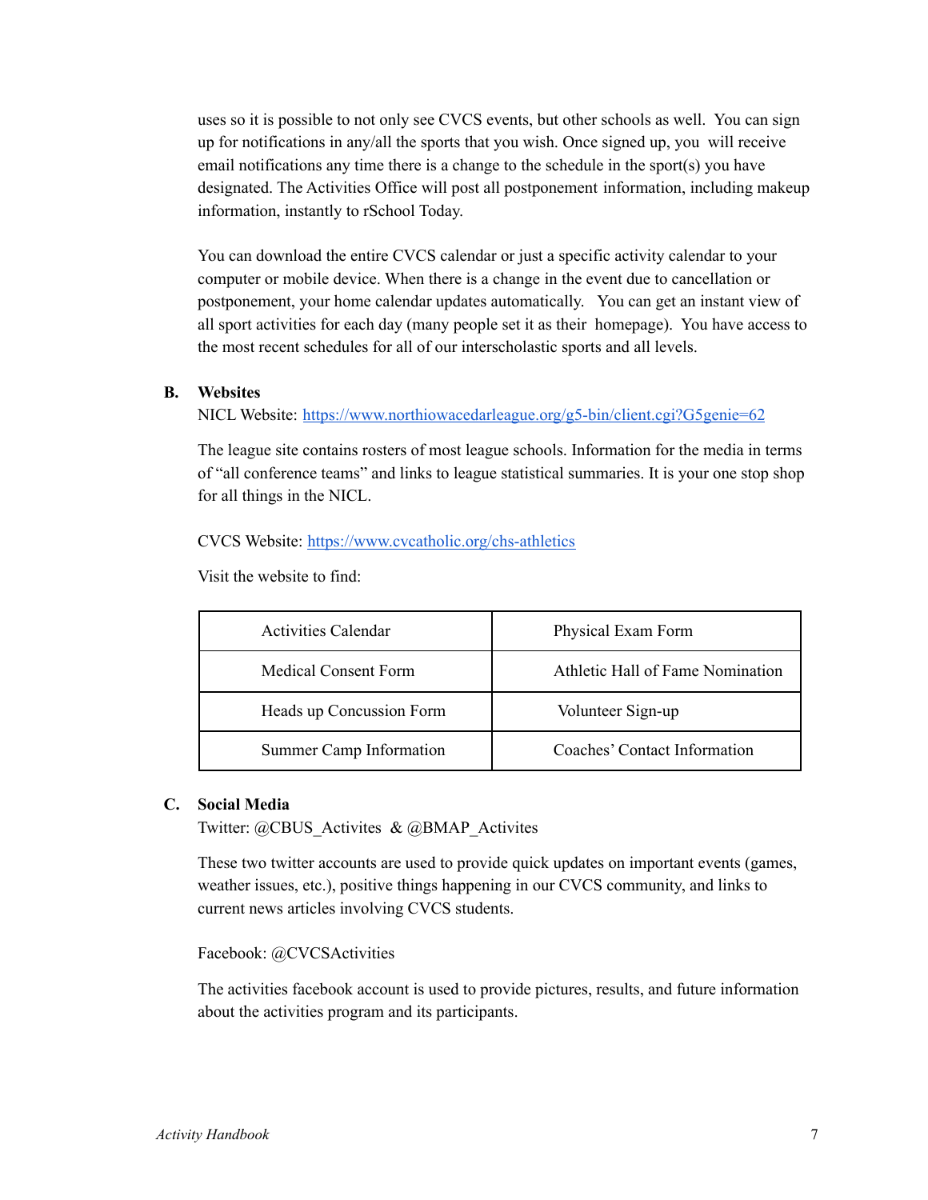uses so it is possible to not only see CVCS events, but other schools as well. You can sign up for notifications in any/all the sports that you wish. Once signed up, you will receive email notifications any time there is a change to the schedule in the sport(s) you have designated. The Activities Office will post all postponement information, including makeup information, instantly to rSchool Today.

You can download the entire CVCS calendar or just a specific activity calendar to your computer or mobile device. When there is a change in the event due to cancellation or postponement, your home calendar updates automatically. You can get an instant view of all sport activities for each day (many people set it as their homepage). You have access to the most recent schedules for all of our interscholastic sports and all levels.

**B. Websites**

NICL Website: [https://www.northiowacedarleague.org/g5-bin/client.cgi?G5genie=62](https://www.northiowacedarleague.org/g5-bin/client.cgi?G5genie=62)

The league site contains rosters of most league schools. Information for the media in terms of "all conference teams" and links to league statistical summaries. It is your one stop shop for all things in the NICL.

CVCS Website: [https://www.cvcatholic.org/chs-athletics](https://www.cvcatholic.org/chs-athletics)

Visit the website to find:

| | |
|---|---|
| Activities Calendar | Physical Exam Form |
| Medical Consent Form | Athletic Hall of Fame Nomination |
| Heads up Concussion Form | Volunteer Sign-up |
| Summer Camp Information | Coaches' Contact Information |

**C. Social Media**

Twitter: @CBUS_Activites & @BMAP_Activites

These two twitter accounts are used to provide quick updates on important events (games, weather issues, etc.), positive things happening in our CVCS community, and links to current news articles involving CVCS students.

Facebook: @CVCSActivities

The activities facebook account is used to provide pictures, results, and future information about the activities program and its participants.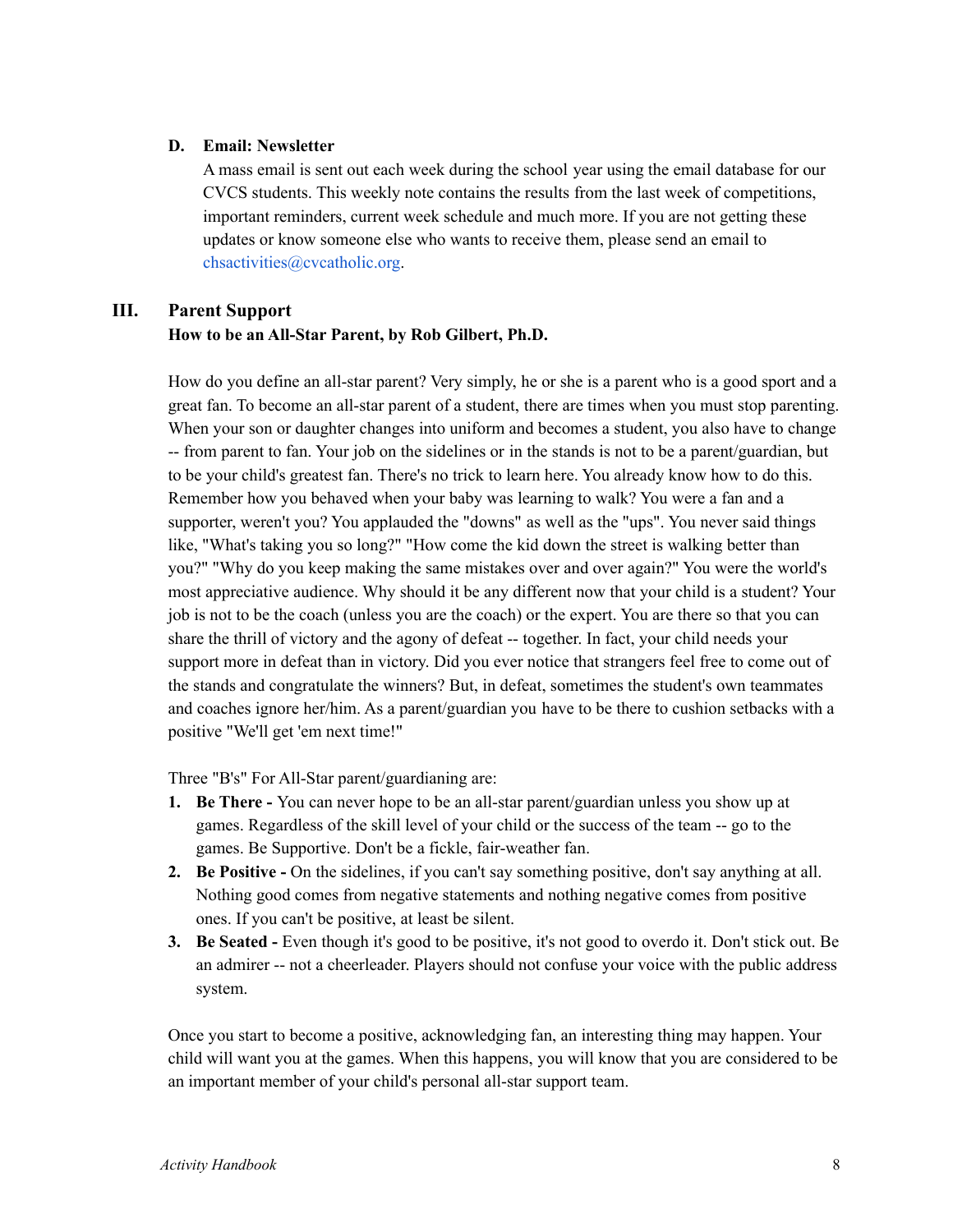### D. Email: Newsletter

A mass email is sent out each week during the school year using the email database for our CVCS students. This weekly note contains the results from the last week of competitions, important reminders, current week schedule and much more. If you are not getting these updates or know someone else who wants to receive them, please send an email to chsactivities@cvcatholic.org.

## III. Parent Support

**How to be an All-Star Parent, by Rob Gilbert, Ph.D.**

How do you define an all-star parent? Very simply, he or she is a parent who is a good sport and a great fan. To become an all-star parent of a student, there are times when you must stop parenting. When your son or daughter changes into uniform and becomes a student, you also have to change -- from parent to fan. Your job on the sidelines or in the stands is not to be a parent/guardian, but to be your child's greatest fan. There's no trick to learn here. You already know how to do this. Remember how you behaved when your baby was learning to walk? You were a fan and a supporter, weren't you? You applauded the "downs" as well as the "ups". You never said things like, "What's taking you so long?" "How come the kid down the street is walking better than you?" "Why do you keep making the same mistakes over and over again?" You were the world's most appreciative audience. Why should it be any different now that your child is a student? Your job is not to be the coach (unless you are the coach) or the expert. You are there so that you can share the thrill of victory and the agony of defeat -- together. In fact, your child needs your support more in defeat than in victory. Did you ever notice that strangers feel free to come out of the stands and congratulate the winners? But, in defeat, sometimes the student's own teammates and coaches ignore her/him. As a parent/guardian you have to be there to cushion setbacks with a positive "We'll get 'em next time!"

Three "B's" For All-Star parent/guardianing are:

1. **Be There -** You can never hope to be an all-star parent/guardian unless you show up at games. Regardless of the skill level of your child or the success of the team -- go to the games. Be Supportive. Don't be a fickle, fair-weather fan.
2. **Be Positive -** On the sidelines, if you can't say something positive, don't say anything at all. Nothing good comes from negative statements and nothing negative comes from positive ones. If you can't be positive, at least be silent.
3. **Be Seated -** Even though it's good to be positive, it's not good to overdo it. Don't stick out. Be an admirer -- not a cheerleader. Players should not confuse your voice with the public address system.

Once you start to become a positive, acknowledging fan, an interesting thing may happen. Your child will want you at the games. When this happens, you will know that you are considered to be an important member of your child's personal all-star support team.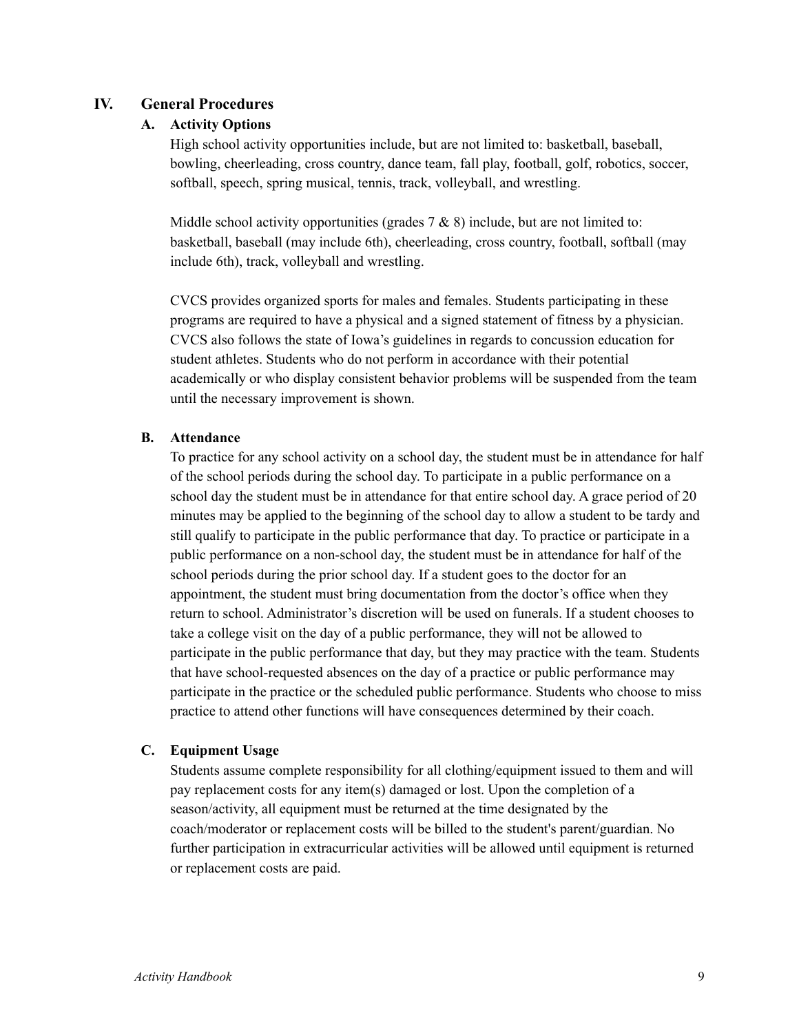## IV. General Procedures

### A. Activity Options

High school activity opportunities include, but are not limited to: basketball, baseball, bowling, cheerleading, cross country, dance team, fall play, football, golf, robotics, soccer, softball, speech, spring musical, tennis, track, volleyball, and wrestling.

Middle school activity opportunities (grades 7 & 8) include, but are not limited to: basketball, baseball (may include 6th), cheerleading, cross country, football, softball (may include 6th), track, volleyball and wrestling.

CVCS provides organized sports for males and females. Students participating in these programs are required to have a physical and a signed statement of fitness by a physician. CVCS also follows the state of Iowa's guidelines in regards to concussion education for student athletes. Students who do not perform in accordance with their potential academically or who display consistent behavior problems will be suspended from the team until the necessary improvement is shown.

### B. Attendance

To practice for any school activity on a school day, the student must be in attendance for half of the school periods during the school day. To participate in a public performance on a school day the student must be in attendance for that entire school day. A grace period of 20 minutes may be applied to the beginning of the school day to allow a student to be tardy and still qualify to participate in the public performance that day. To practice or participate in a public performance on a non-school day, the student must be in attendance for half of the school periods during the prior school day. If a student goes to the doctor for an appointment, the student must bring documentation from the doctor's office when they return to school. Administrator's discretion will be used on funerals. If a student chooses to take a college visit on the day of a public performance, they will not be allowed to participate in the public performance that day, but they may practice with the team. Students that have school-requested absences on the day of a practice or public performance may participate in the practice or the scheduled public performance. Students who choose to miss practice to attend other functions will have consequences determined by their coach.

### C. Equipment Usage

Students assume complete responsibility for all clothing/equipment issued to them and will pay replacement costs for any item(s) damaged or lost. Upon the completion of a season/activity, all equipment must be returned at the time designated by the coach/moderator or replacement costs will be billed to the student's parent/guardian. No further participation in extracurricular activities will be allowed until equipment is returned or replacement costs are paid.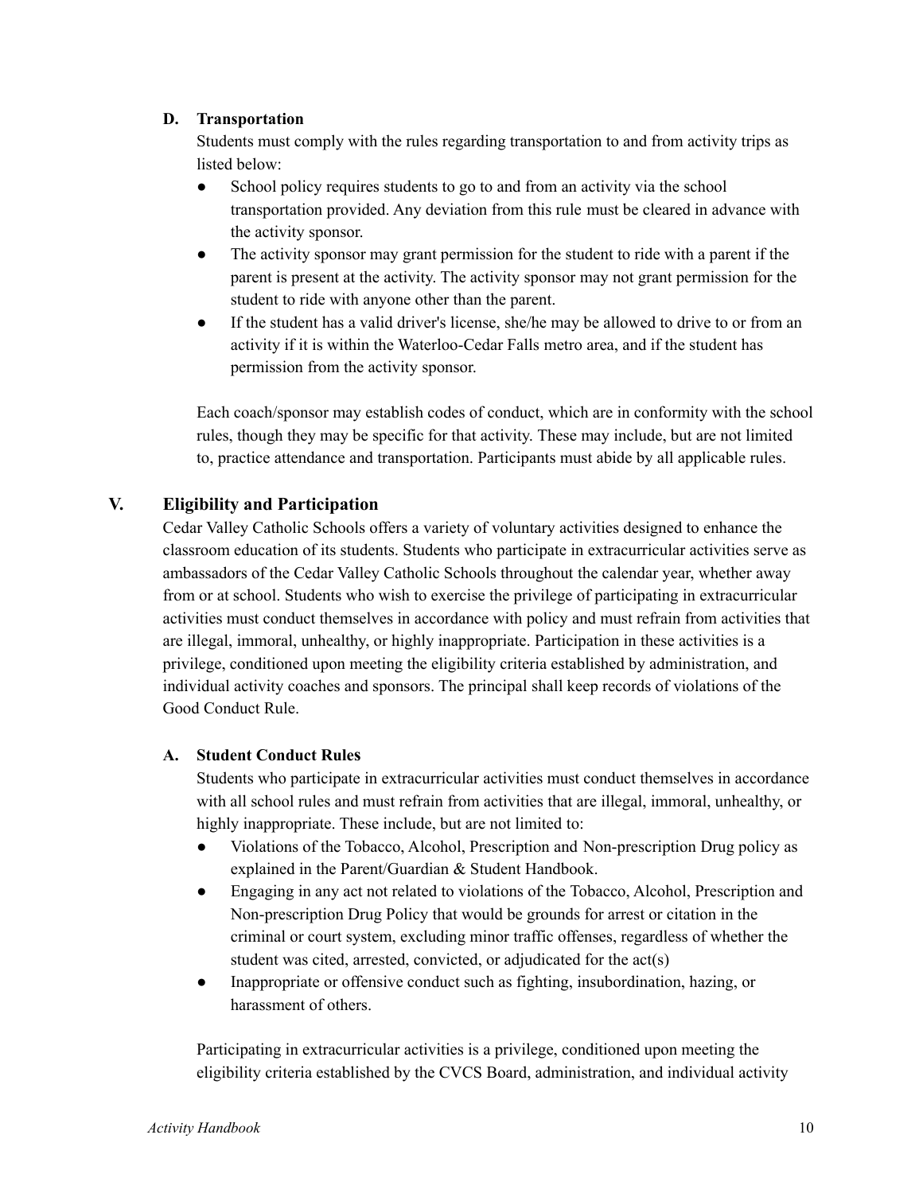### D. Transportation

Students must comply with the rules regarding transportation to and from activity trips as listed below:

- School policy requires students to go to and from an activity via the school transportation provided. Any deviation from this rule must be cleared in advance with the activity sponsor.
- The activity sponsor may grant permission for the student to ride with a parent if the parent is present at the activity. The activity sponsor may not grant permission for the student to ride with anyone other than the parent.
- If the student has a valid driver's license, she/he may be allowed to drive to or from an activity if it is within the Waterloo-Cedar Falls metro area, and if the student has permission from the activity sponsor.

Each coach/sponsor may establish codes of conduct, which are in conformity with the school rules, though they may be specific for that activity. These may include, but are not limited to, practice attendance and transportation. Participants must abide by all applicable rules.

## V. Eligibility and Participation

Cedar Valley Catholic Schools offers a variety of voluntary activities designed to enhance the classroom education of its students. Students who participate in extracurricular activities serve as ambassadors of the Cedar Valley Catholic Schools throughout the calendar year, whether away from or at school. Students who wish to exercise the privilege of participating in extracurricular activities must conduct themselves in accordance with policy and must refrain from activities that are illegal, immoral, unhealthy, or highly inappropriate. Participation in these activities is a privilege, conditioned upon meeting the eligibility criteria established by administration, and individual activity coaches and sponsors. The principal shall keep records of violations of the Good Conduct Rule.

### A. Student Conduct Rules

Students who participate in extracurricular activities must conduct themselves in accordance with all school rules and must refrain from activities that are illegal, immoral, unhealthy, or highly inappropriate. These include, but are not limited to:

- Violations of the Tobacco, Alcohol, Prescription and Non-prescription Drug policy as explained in the Parent/Guardian & Student Handbook.
- Engaging in any act not related to violations of the Tobacco, Alcohol, Prescription and Non-prescription Drug Policy that would be grounds for arrest or citation in the criminal or court system, excluding minor traffic offenses, regardless of whether the student was cited, arrested, convicted, or adjudicated for the act(s)
- Inappropriate or offensive conduct such as fighting, insubordination, hazing, or harassment of others.

Participating in extracurricular activities is a privilege, conditioned upon meeting the eligibility criteria established by the CVCS Board, administration, and individual activity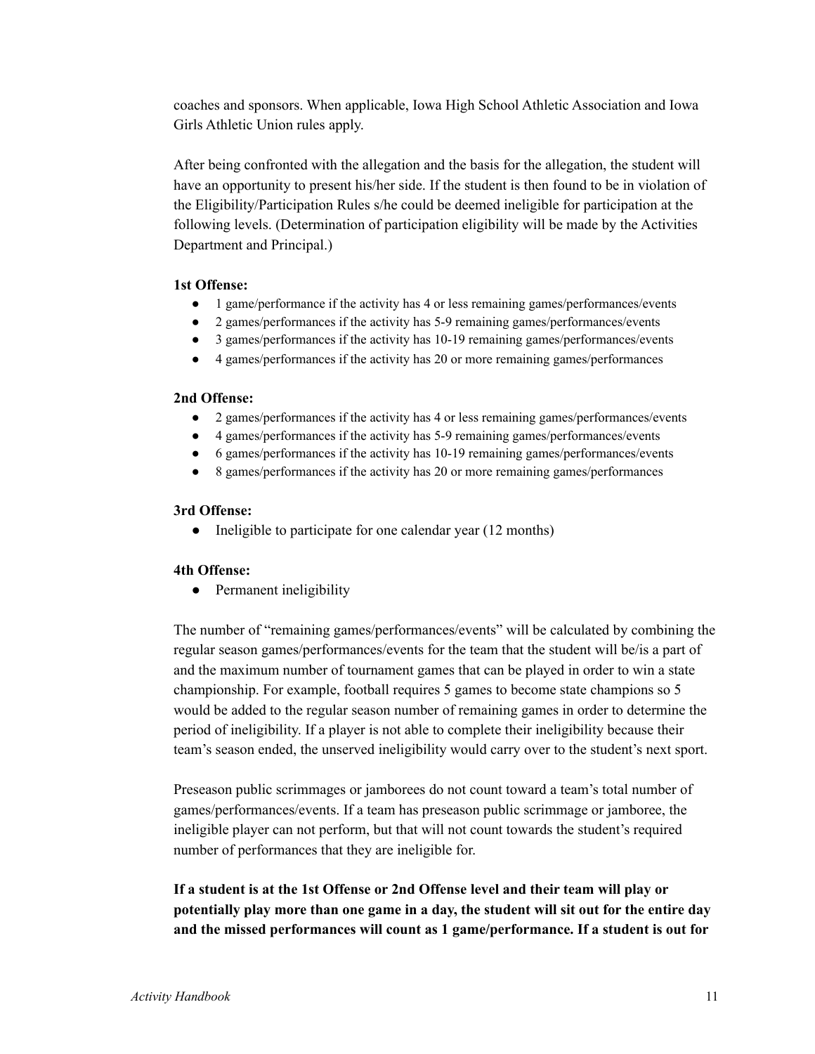coaches and sponsors. When applicable, Iowa High School Athletic Association and Iowa Girls Athletic Union rules apply.

After being confronted with the allegation and the basis for the allegation, the student will have an opportunity to present his/her side. If the student is then found to be in violation of the Eligibility/Participation Rules s/he could be deemed ineligible for participation at the following levels. (Determination of participation eligibility will be made by the Activities Department and Principal.)

**1st Offense:**

- 1 game/performance if the activity has 4 or less remaining games/performances/events
- 2 games/performances if the activity has 5-9 remaining games/performances/events
- 3 games/performances if the activity has 10-19 remaining games/performances/events
- 4 games/performances if the activity has 20 or more remaining games/performances

**2nd Offense:**

- 2 games/performances if the activity has 4 or less remaining games/performances/events
- 4 games/performances if the activity has 5-9 remaining games/performances/events
- 6 games/performances if the activity has 10-19 remaining games/performances/events
- 8 games/performances if the activity has 20 or more remaining games/performances

**3rd Offense:**

- Ineligible to participate for one calendar year (12 months)

**4th Offense:**

- Permanent ineligibility

The number of "remaining games/performances/events" will be calculated by combining the regular season games/performances/events for the team that the student will be/is a part of and the maximum number of tournament games that can be played in order to win a state championship. For example, football requires 5 games to become state champions so 5 would be added to the regular season number of remaining games in order to determine the period of ineligibility. If a player is not able to complete their ineligibility because their team's season ended, the unserved ineligibility would carry over to the student's next sport.

Preseason public scrimmages or jamborees do not count toward a team's total number of games/performances/events. If a team has preseason public scrimmage or jamboree, the ineligible player can not perform, but that will not count towards the student's required number of performances that they are ineligible for.

**If a student is at the 1st Offense or 2nd Offense level and their team will play or potentially play more than one game in a day, the student will sit out for the entire day and the missed performances will count as 1 game/performance. If a student is out for**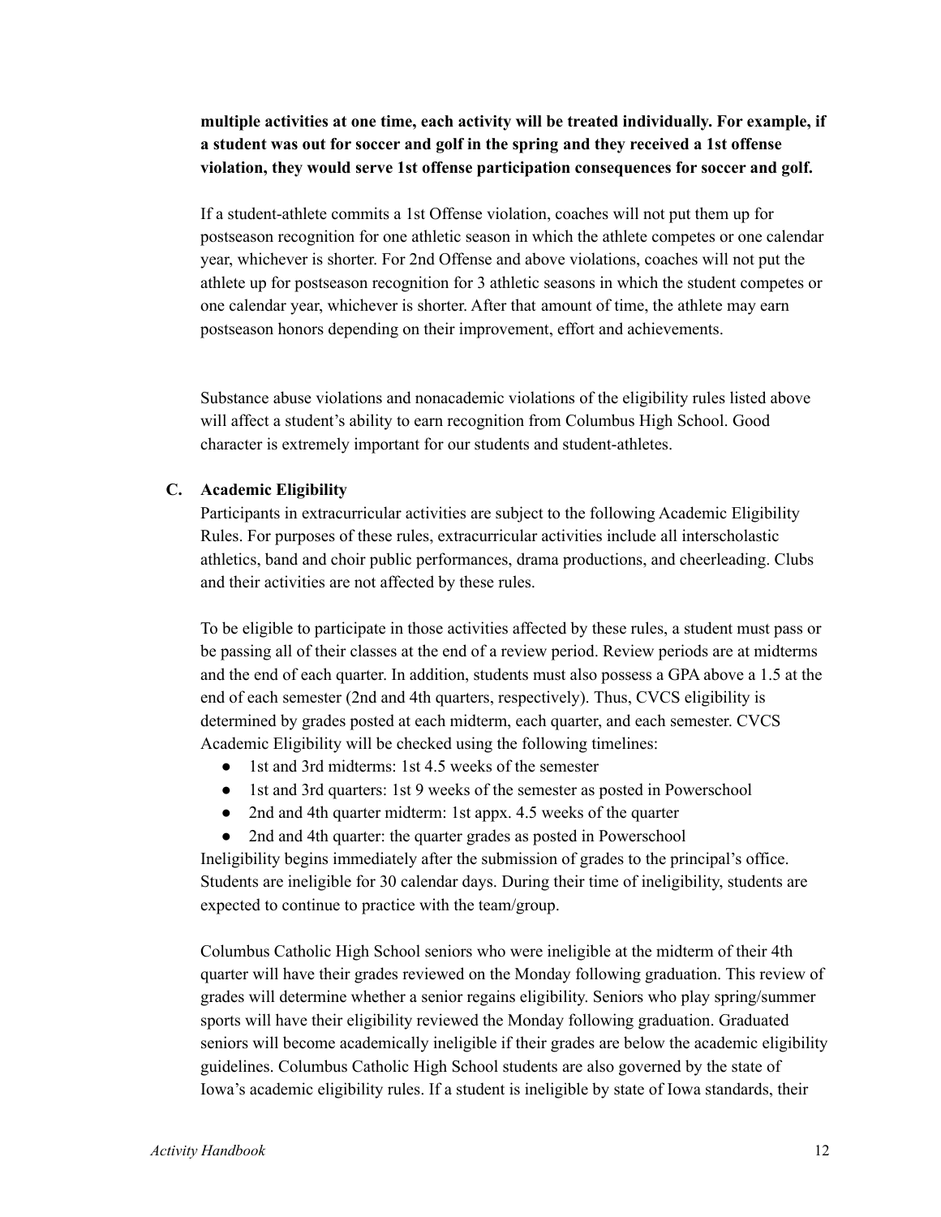**multiple activities at one time, each activity will be treated individually. For example, if a student was out for soccer and golf in the spring and they received a 1st offense violation, they would serve 1st offense participation consequences for soccer and golf.**

If a student-athlete commits a 1st Offense violation, coaches will not put them up for postseason recognition for one athletic season in which the athlete competes or one calendar year, whichever is shorter. For 2nd Offense and above violations, coaches will not put the athlete up for postseason recognition for 3 athletic seasons in which the student competes or one calendar year, whichever is shorter. After that amount of time, the athlete may earn postseason honors depending on their improvement, effort and achievements.

Substance abuse violations and nonacademic violations of the eligibility rules listed above will affect a student's ability to earn recognition from Columbus High School. Good character is extremely important for our students and student-athletes.

**C. Academic Eligibility**

Participants in extracurricular activities are subject to the following Academic Eligibility Rules. For purposes of these rules, extracurricular activities include all interscholastic athletics, band and choir public performances, drama productions, and cheerleading. Clubs and their activities are not affected by these rules.

To be eligible to participate in those activities affected by these rules, a student must pass or be passing all of their classes at the end of a review period. Review periods are at midterms and the end of each quarter. In addition, students must also possess a GPA above a 1.5 at the end of each semester (2nd and 4th quarters, respectively). Thus, CVCS eligibility is determined by grades posted at each midterm, each quarter, and each semester. CVCS Academic Eligibility will be checked using the following timelines:

- 1st and 3rd midterms: 1st 4.5 weeks of the semester
- 1st and 3rd quarters: 1st 9 weeks of the semester as posted in Powerschool
- 2nd and 4th quarter midterm: 1st appx. 4.5 weeks of the quarter
- 2nd and 4th quarter: the quarter grades as posted in Powerschool

Ineligibility begins immediately after the submission of grades to the principal's office. Students are ineligible for 30 calendar days. During their time of ineligibility, students are expected to continue to practice with the team/group.

Columbus Catholic High School seniors who were ineligible at the midterm of their 4th quarter will have their grades reviewed on the Monday following graduation. This review of grades will determine whether a senior regains eligibility. Seniors who play spring/summer sports will have their eligibility reviewed the Monday following graduation. Graduated seniors will become academically ineligible if their grades are below the academic eligibility guidelines. Columbus Catholic High School students are also governed by the state of Iowa's academic eligibility rules. If a student is ineligible by state of Iowa standards, their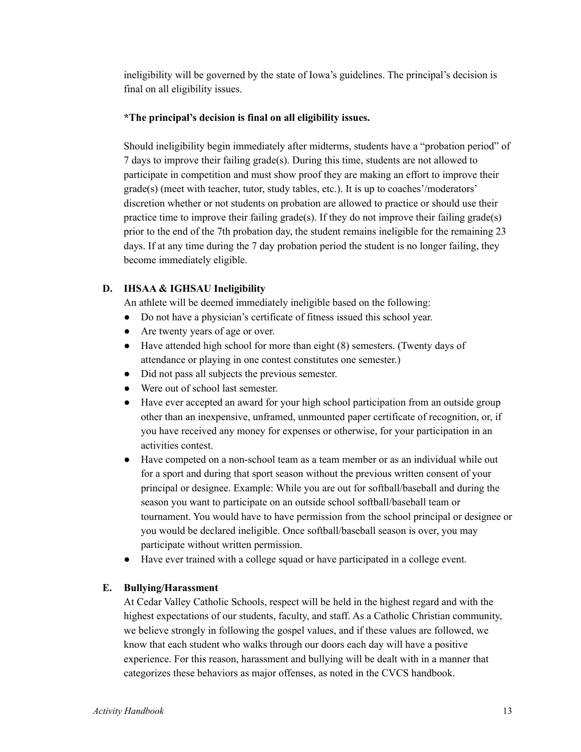ineligibility will be governed by the state of Iowa's guidelines. The principal's decision is final on all eligibility issues.

**\*The principal's decision is final on all eligibility issues.**

Should ineligibility begin immediately after midterms, students have a "probation period" of 7 days to improve their failing grade(s). During this time, students are not allowed to participate in competition and must show proof they are making an effort to improve their grade(s) (meet with teacher, tutor, study tables, etc.). It is up to coaches'/moderators' discretion whether or not students on probation are allowed to practice or should use their practice time to improve their failing grade(s). If they do not improve their failing grade(s) prior to the end of the 7th probation day, the student remains ineligible for the remaining 23 days. If at any time during the 7 day probation period the student is no longer failing, they become immediately eligible.

### D. IHSAA & IGHSAU Ineligibility

An athlete will be deemed immediately ineligible based on the following:

- Do not have a physician's certificate of fitness issued this school year.
- Are twenty years of age or over.
- Have attended high school for more than eight (8) semesters. (Twenty days of attendance or playing in one contest constitutes one semester.)
- Did not pass all subjects the previous semester.
- Were out of school last semester.
- Have ever accepted an award for your high school participation from an outside group other than an inexpensive, unframed, unmounted paper certificate of recognition, or, if you have received any money for expenses or otherwise, for your participation in an activities contest.
- Have competed on a non-school team as a team member or as an individual while out for a sport and during that sport season without the previous written consent of your principal or designee. Example: While you are out for softball/baseball and during the season you want to participate on an outside school softball/baseball team or tournament. You would have to have permission from the school principal or designee or you would be declared ineligible. Once softball/baseball season is over, you may participate without written permission.
- Have ever trained with a college squad or have participated in a college event.

### E. Bullying/Harassment

At Cedar Valley Catholic Schools, respect will be held in the highest regard and with the highest expectations of our students, faculty, and staff. As a Catholic Christian community, we believe strongly in following the gospel values, and if these values are followed, we know that each student who walks through our doors each day will have a positive experience. For this reason, harassment and bullying will be dealt with in a manner that categorizes these behaviors as major offenses, as noted in the CVCS handbook.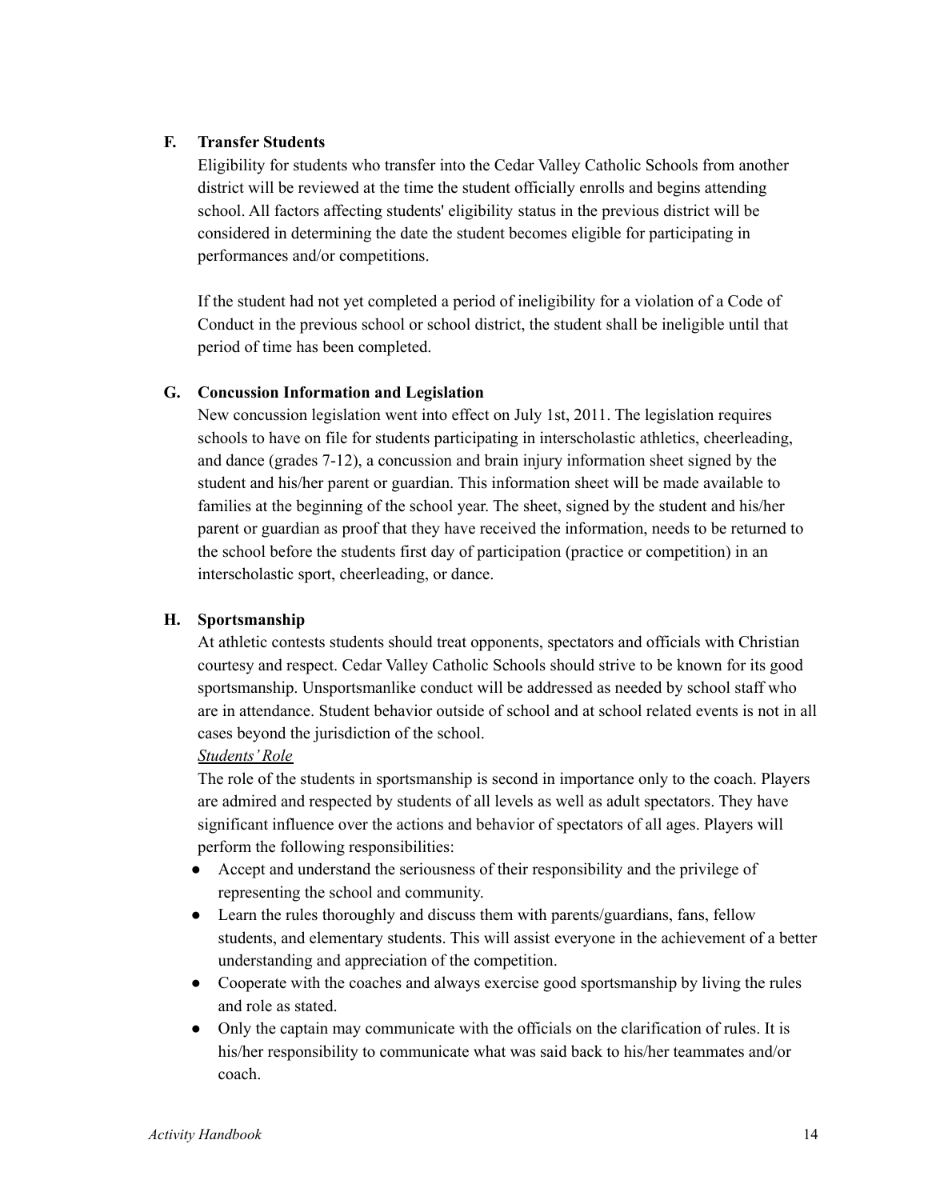### F. Transfer Students

Eligibility for students who transfer into the Cedar Valley Catholic Schools from another district will be reviewed at the time the student officially enrolls and begins attending school. All factors affecting students' eligibility status in the previous district will be considered in determining the date the student becomes eligible for participating in performances and/or competitions.

If the student had not yet completed a period of ineligibility for a violation of a Code of Conduct in the previous school or school district, the student shall be ineligible until that period of time has been completed.

### G. Concussion Information and Legislation

New concussion legislation went into effect on July 1st, 2011. The legislation requires schools to have on file for students participating in interscholastic athletics, cheerleading, and dance (grades 7-12), a concussion and brain injury information sheet signed by the student and his/her parent or guardian. This information sheet will be made available to families at the beginning of the school year. The sheet, signed by the student and his/her parent or guardian as proof that they have received the information, needs to be returned to the school before the students first day of participation (practice or competition) in an interscholastic sport, cheerleading, or dance.

### H. Sportsmanship

At athletic contests students should treat opponents, spectators and officials with Christian courtesy and respect. Cedar Valley Catholic Schools should strive to be known for its good sportsmanship. Unsportsmanlike conduct will be addressed as needed by school staff who are in attendance. Student behavior outside of school and at school related events is not in all cases beyond the jurisdiction of the school.

*Students' Role*

The role of the students in sportsmanship is second in importance only to the coach. Players are admired and respected by students of all levels as well as adult spectators. They have significant influence over the actions and behavior of spectators of all ages. Players will perform the following responsibilities:

- Accept and understand the seriousness of their responsibility and the privilege of representing the school and community.
- Learn the rules thoroughly and discuss them with parents/guardians, fans, fellow students, and elementary students. This will assist everyone in the achievement of a better understanding and appreciation of the competition.
- Cooperate with the coaches and always exercise good sportsmanship by living the rules and role as stated.
- Only the captain may communicate with the officials on the clarification of rules. It is his/her responsibility to communicate what was said back to his/her teammates and/or coach.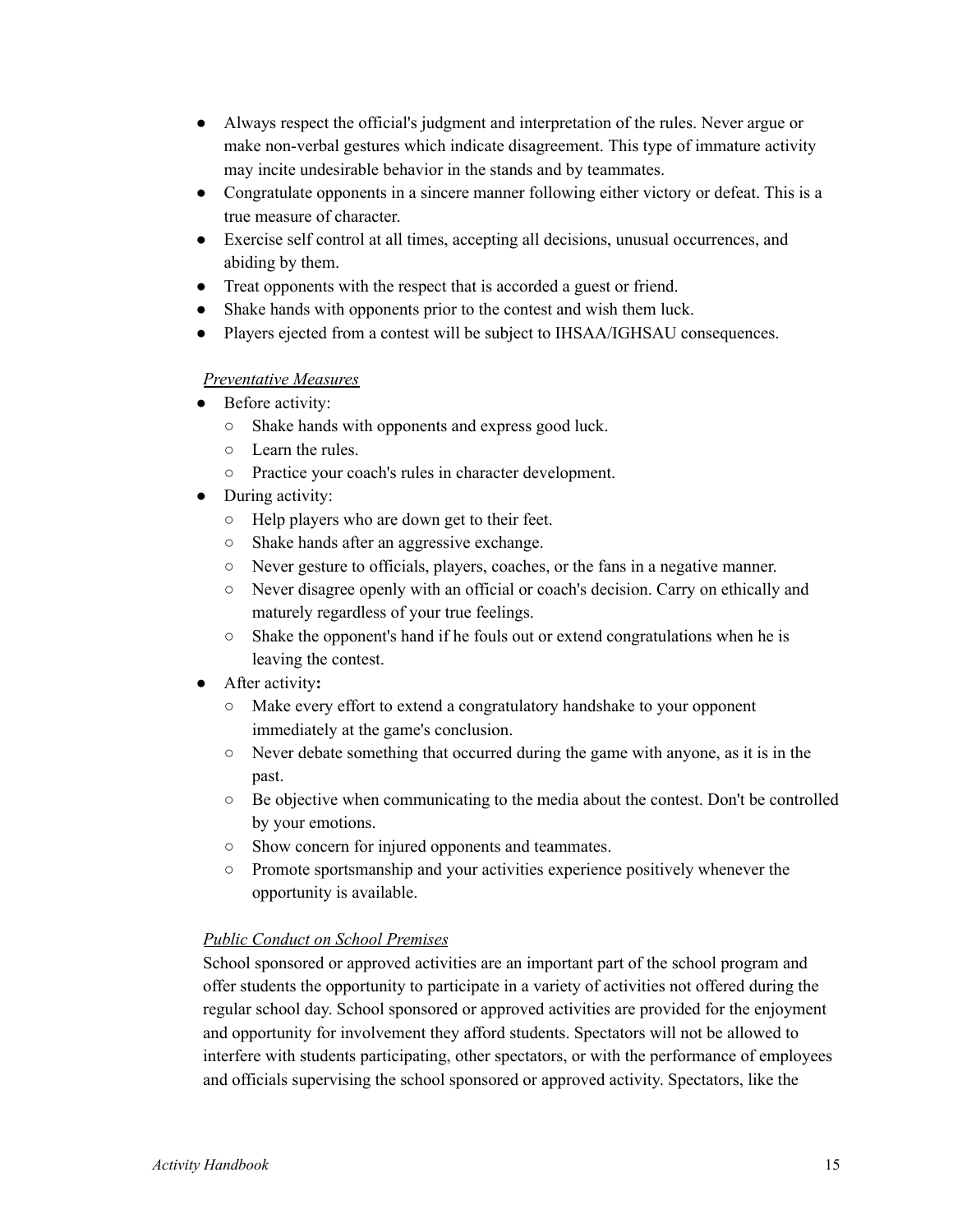- Always respect the official's judgment and interpretation of the rules. Never argue or make non-verbal gestures which indicate disagreement. This type of immature activity may incite undesirable behavior in the stands and by teammates.
- Congratulate opponents in a sincere manner following either victory or defeat. This is a true measure of character.
- Exercise self control at all times, accepting all decisions, unusual occurrences, and abiding by them.
- Treat opponents with the respect that is accorded a guest or friend.
- Shake hands with opponents prior to the contest and wish them luck.
- Players ejected from a contest will be subject to IHSAA/IGHSAU consequences.

*Preventative Measures*

- Before activity:
  - Shake hands with opponents and express good luck.
  - Learn the rules.
  - Practice your coach's rules in character development.
- During activity:
  - Help players who are down get to their feet.
  - Shake hands after an aggressive exchange.
  - Never gesture to officials, players, coaches, or the fans in a negative manner.
  - Never disagree openly with an official or coach's decision. Carry on ethically and maturely regardless of your true feelings.
  - Shake the opponent's hand if he fouls out or extend congratulations when he is leaving the contest.
- After activity**:**
  - Make every effort to extend a congratulatory handshake to your opponent immediately at the game's conclusion.
  - Never debate something that occurred during the game with anyone, as it is in the past.
  - Be objective when communicating to the media about the contest. Don't be controlled by your emotions.
  - Show concern for injured opponents and teammates.
  - Promote sportsmanship and your activities experience positively whenever the opportunity is available.

*Public Conduct on School Premises*

School sponsored or approved activities are an important part of the school program and offer students the opportunity to participate in a variety of activities not offered during the regular school day. School sponsored or approved activities are provided for the enjoyment and opportunity for involvement they afford students. Spectators will not be allowed to interfere with students participating, other spectators, or with the performance of employees and officials supervising the school sponsored or approved activity. Spectators, like the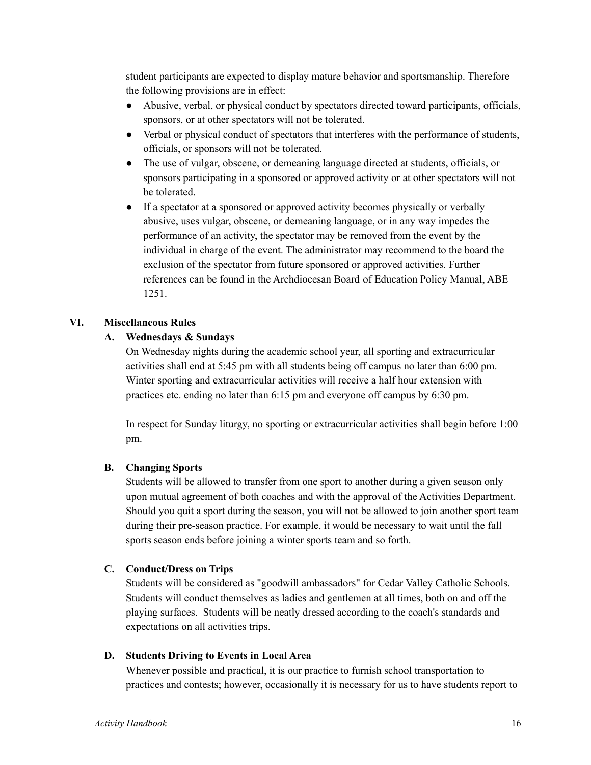student participants are expected to display mature behavior and sportsmanship. Therefore the following provisions are in effect:

- Abusive, verbal, or physical conduct by spectators directed toward participants, officials, sponsors, or at other spectators will not be tolerated.
- Verbal or physical conduct of spectators that interferes with the performance of students, officials, or sponsors will not be tolerated.
- The use of vulgar, obscene, or demeaning language directed at students, officials, or sponsors participating in a sponsored or approved activity or at other spectators will not be tolerated.
- If a spectator at a sponsored or approved activity becomes physically or verbally abusive, uses vulgar, obscene, or demeaning language, or in any way impedes the performance of an activity, the spectator may be removed from the event by the individual in charge of the event. The administrator may recommend to the board the exclusion of the spectator from future sponsored or approved activities. Further references can be found in the Archdiocesan Board of Education Policy Manual, ABE 1251.

## VI. Miscellaneous Rules

### A. Wednesdays & Sundays

On Wednesday nights during the academic school year, all sporting and extracurricular activities shall end at 5:45 pm with all students being off campus no later than 6:00 pm. Winter sporting and extracurricular activities will receive a half hour extension with practices etc. ending no later than 6:15 pm and everyone off campus by 6:30 pm.

In respect for Sunday liturgy, no sporting or extracurricular activities shall begin before 1:00 pm.

### B. Changing Sports

Students will be allowed to transfer from one sport to another during a given season only upon mutual agreement of both coaches and with the approval of the Activities Department. Should you quit a sport during the season, you will not be allowed to join another sport team during their pre-season practice. For example, it would be necessary to wait until the fall sports season ends before joining a winter sports team and so forth.

### C. Conduct/Dress on Trips

Students will be considered as "goodwill ambassadors" for Cedar Valley Catholic Schools. Students will conduct themselves as ladies and gentlemen at all times, both on and off the playing surfaces. Students will be neatly dressed according to the coach's standards and expectations on all activities trips.

### D. Students Driving to Events in Local Area

Whenever possible and practical, it is our practice to furnish school transportation to practices and contests; however, occasionally it is necessary for us to have students report to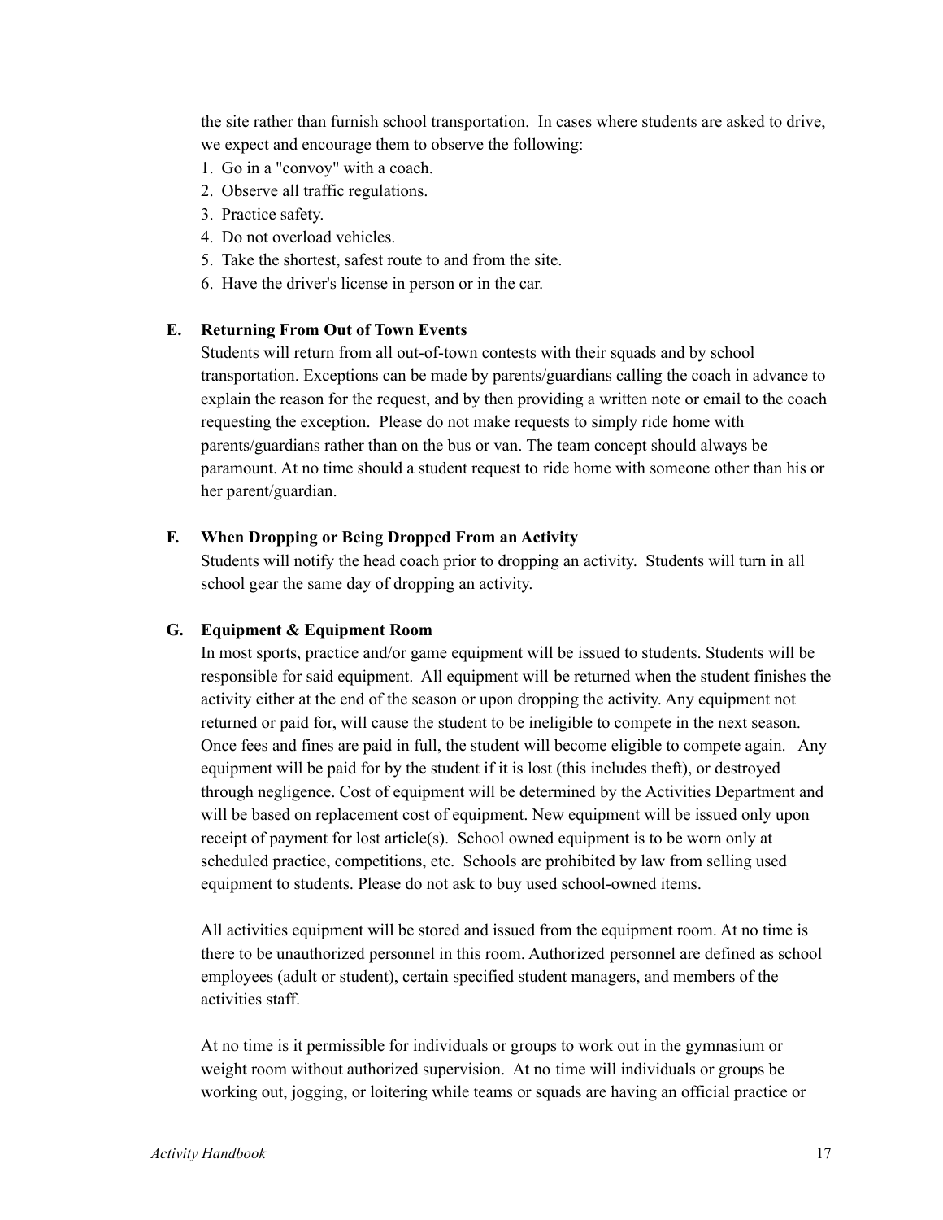the site rather than furnish school transportation. In cases where students are asked to drive, we expect and encourage them to observe the following:

1. Go in a "convoy" with a coach.
2. Observe all traffic regulations.
3. Practice safety.
4. Do not overload vehicles.
5. Take the shortest, safest route to and from the site.
6. Have the driver's license in person or in the car.

**E. Returning From Out of Town Events**

Students will return from all out-of-town contests with their squads and by school transportation. Exceptions can be made by parents/guardians calling the coach in advance to explain the reason for the request, and by then providing a written note or email to the coach requesting the exception. Please do not make requests to simply ride home with parents/guardians rather than on the bus or van. The team concept should always be paramount. At no time should a student request to ride home with someone other than his or her parent/guardian.

**F. When Dropping or Being Dropped From an Activity**

Students will notify the head coach prior to dropping an activity. Students will turn in all school gear the same day of dropping an activity.

**G. Equipment & Equipment Room**

In most sports, practice and/or game equipment will be issued to students. Students will be responsible for said equipment. All equipment will be returned when the student finishes the activity either at the end of the season or upon dropping the activity. Any equipment not returned or paid for, will cause the student to be ineligible to compete in the next season. Once fees and fines are paid in full, the student will become eligible to compete again. Any equipment will be paid for by the student if it is lost (this includes theft), or destroyed through negligence. Cost of equipment will be determined by the Activities Department and will be based on replacement cost of equipment. New equipment will be issued only upon receipt of payment for lost article(s). School owned equipment is to be worn only at scheduled practice, competitions, etc. Schools are prohibited by law from selling used equipment to students. Please do not ask to buy used school-owned items.

All activities equipment will be stored and issued from the equipment room. At no time is there to be unauthorized personnel in this room. Authorized personnel are defined as school employees (adult or student), certain specified student managers, and members of the activities staff.

At no time is it permissible for individuals or groups to work out in the gymnasium or weight room without authorized supervision. At no time will individuals or groups be working out, jogging, or loitering while teams or squads are having an official practice or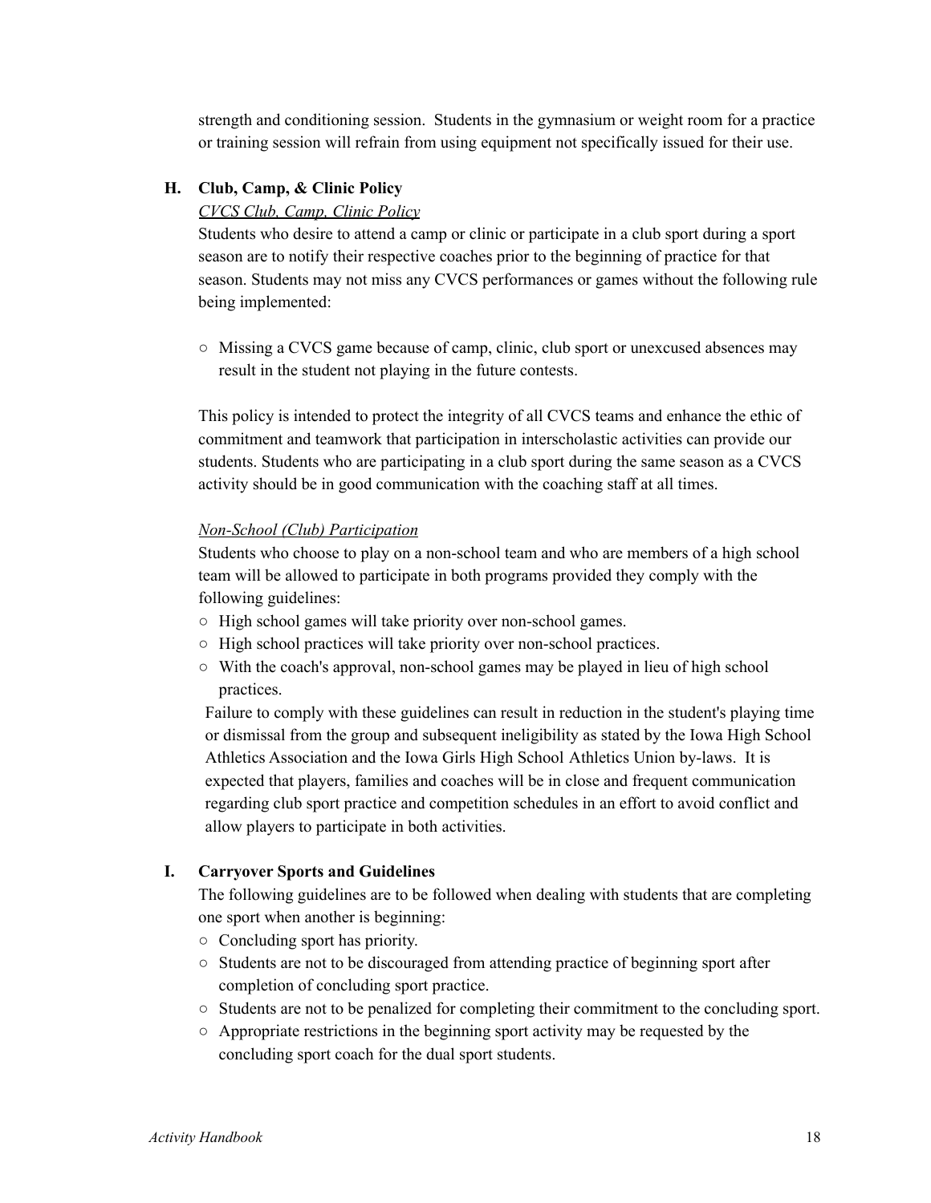strength and conditioning session. Students in the gymnasium or weight room for a practice or training session will refrain from using equipment not specifically issued for their use.

### H. Club, Camp, & Clinic Policy

*CVCS Club, Camp, Clinic Policy*

Students who desire to attend a camp or clinic or participate in a club sport during a sport season are to notify their respective coaches prior to the beginning of practice for that season. Students may not miss any CVCS performances or games without the following rule being implemented:

- Missing a CVCS game because of camp, clinic, club sport or unexcused absences may result in the student not playing in the future contests.

This policy is intended to protect the integrity of all CVCS teams and enhance the ethic of commitment and teamwork that participation in interscholastic activities can provide our students. Students who are participating in a club sport during the same season as a CVCS activity should be in good communication with the coaching staff at all times.

*Non-School (Club) Participation*

Students who choose to play on a non-school team and who are members of a high school team will be allowed to participate in both programs provided they comply with the following guidelines:

- High school games will take priority over non-school games.
- High school practices will take priority over non-school practices.
- With the coach's approval, non-school games may be played in lieu of high school practices.

Failure to comply with these guidelines can result in reduction in the student's playing time or dismissal from the group and subsequent ineligibility as stated by the Iowa High School Athletics Association and the Iowa Girls High School Athletics Union by-laws. It is expected that players, families and coaches will be in close and frequent communication regarding club sport practice and competition schedules in an effort to avoid conflict and allow players to participate in both activities.

### I. Carryover Sports and Guidelines

The following guidelines are to be followed when dealing with students that are completing one sport when another is beginning:

- Concluding sport has priority.
- Students are not to be discouraged from attending practice of beginning sport after completion of concluding sport practice.
- Students are not to be penalized for completing their commitment to the concluding sport.
- Appropriate restrictions in the beginning sport activity may be requested by the concluding sport coach for the dual sport students.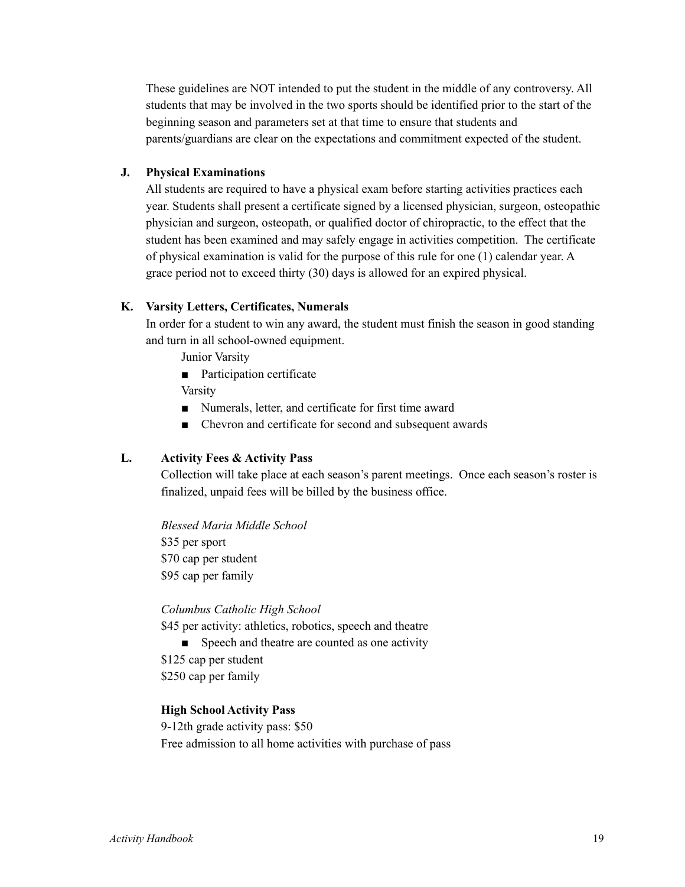These guidelines are NOT intended to put the student in the middle of any controversy. All students that may be involved in the two sports should be identified prior to the start of the beginning season and parameters set at that time to ensure that students and parents/guardians are clear on the expectations and commitment expected of the student.

### J. Physical Examinations

All students are required to have a physical exam before starting activities practices each year. Students shall present a certificate signed by a licensed physician, surgeon, osteopathic physician and surgeon, osteopath, or qualified doctor of chiropractic, to the effect that the student has been examined and may safely engage in activities competition. The certificate of physical examination is valid for the purpose of this rule for one (1) calendar year. A grace period not to exceed thirty (30) days is allowed for an expired physical.

### K. Varsity Letters, Certificates, Numerals

In order for a student to win any award, the student must finish the season in good standing and turn in all school-owned equipment.

Junior Varsity

- Participation certificate

Varsity

- Numerals, letter, and certificate for first time award
- Chevron and certificate for second and subsequent awards

### L. Activity Fees & Activity Pass

Collection will take place at each season's parent meetings. Once each season's roster is finalized, unpaid fees will be billed by the business office.

*Blessed Maria Middle School*

$35 per sport

$70 cap per student

$95 cap per family

*Columbus Catholic High School*

$45 per activity: athletics, robotics, speech and theatre

- Speech and theatre are counted as one activity

$125 cap per student

$250 cap per family

**High School Activity Pass**

9-12th grade activity pass: $50

Free admission to all home activities with purchase of pass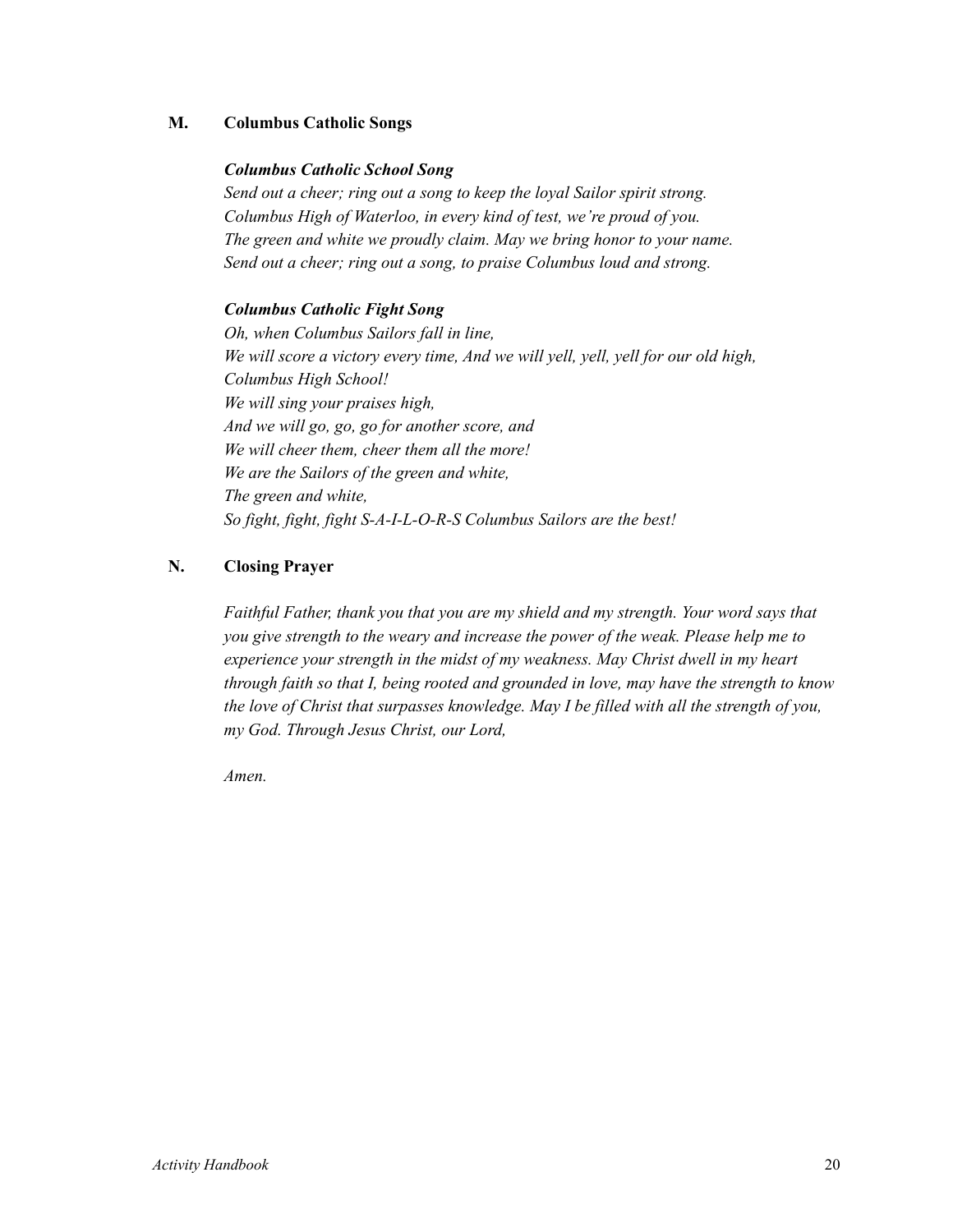## M. Columbus Catholic Songs

***Columbus Catholic School Song***

*Send out a cheer; ring out a song to keep the loyal Sailor spirit strong.*
*Columbus High of Waterloo, in every kind of test, we're proud of you.*
*The green and white we proudly claim. May we bring honor to your name.*
*Send out a cheer; ring out a song, to praise Columbus loud and strong.*

***Columbus Catholic Fight Song***

*Oh, when Columbus Sailors fall in line,*
*We will score a victory every time, And we will yell, yell, yell for our old high,*
*Columbus High School!*
*We will sing your praises high,*
*And we will go, go, go for another score, and*
*We will cheer them, cheer them all the more!*
*We are the Sailors of the green and white,*
*The green and white,*
*So fight, fight, fight S-A-I-L-O-R-S Columbus Sailors are the best!*

## N. Closing Prayer

*Faithful Father, thank you that you are my shield and my strength. Your word says that you give strength to the weary and increase the power of the weak. Please help me to experience your strength in the midst of my weakness. May Christ dwell in my heart through faith so that I, being rooted and grounded in love, may have the strength to know the love of Christ that surpasses knowledge. May I be filled with all the strength of you, my God. Through Jesus Christ, our Lord,*

*Amen.*